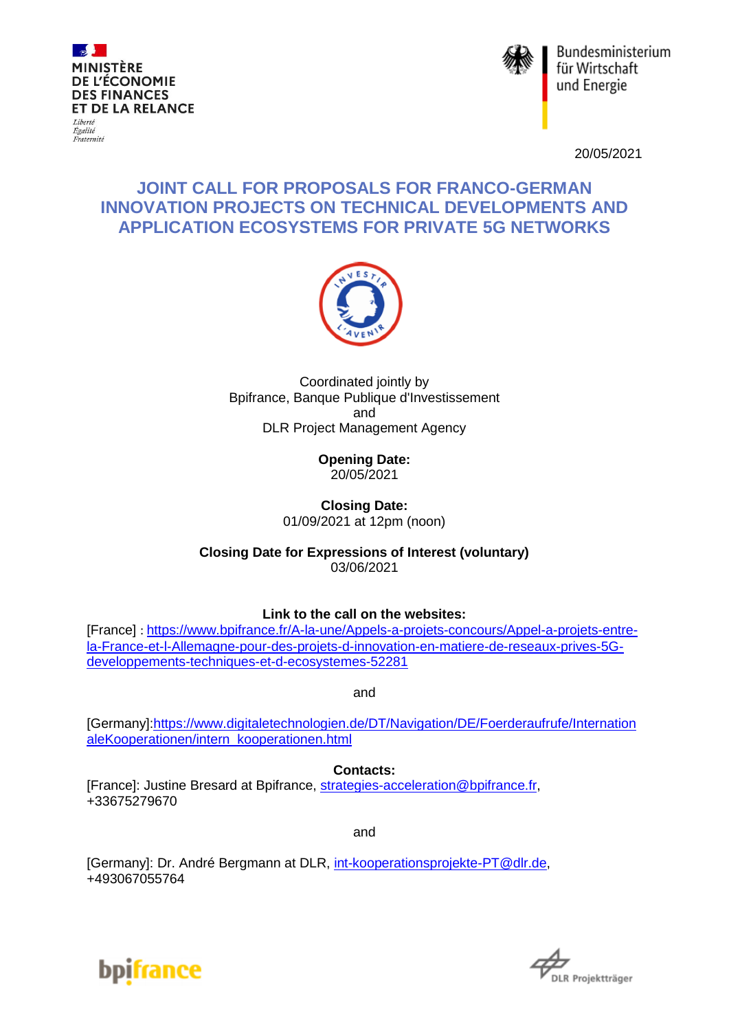MINISTÈRE
DE L'ÉCONOMIE
DES FINANCES
ET DE LA RELANCE

*Liberté*
*Égalité*
*Fraternité*

Bundesministerium
für Wirtschaft
und Energie

20/05/2021

# JOINT CALL FOR PROPOSALS FOR FRANCO-GERMAN INNOVATION PROJECTS ON TECHNICAL DEVELOPMENTS AND APPLICATION ECOSYSTEMS FOR PRIVATE 5G NETWORKS

Coordinated jointly by
Bpifrance, Banque Publique d'Investissement
and
DLR Project Management Agency

**Opening Date:**
20/05/2021

**Closing Date:**
01/09/2021 at 12pm (noon)

**Closing Date for Expressions of Interest (voluntary)**
03/06/2021

**Link to the call on the websites:**

[France] : https://www.bpifrance.fr/A-la-une/Appels-a-projets-concours/Appel-a-projets-entre-la-France-et-l-Allemagne-pour-des-projets-d-innovation-en-matiere-de-reseaux-prives-5G-developpements-techniques-et-d-ecosystemes-52281

and

[Germany]:https://www.digitaletechnologien.de/DT/Navigation/DE/Foerderaufrufe/InternationaleKooperationen/intern_kooperationen.html

**Contacts:**

[France]: Justine Bresard at Bpifrance, strategies-acceleration@bpifrance.fr, +33675279670

and

[Germany]: Dr. André Bergmann at DLR, int-kooperationsprojekte-PT@dlr.de, +493067055764

bpifrance

DLR Projektträger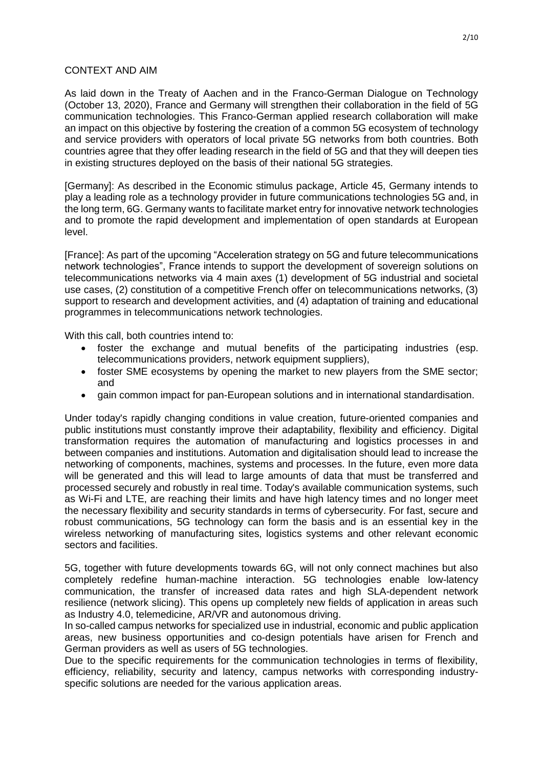## CONTEXT AND AIM

As laid down in the Treaty of Aachen and in the Franco-German Dialogue on Technology (October 13, 2020), France and Germany will strengthen their collaboration in the field of 5G communication technologies. This Franco-German applied research collaboration will make an impact on this objective by fostering the creation of a common 5G ecosystem of technology and service providers with operators of local private 5G networks from both countries. Both countries agree that they offer leading research in the field of 5G and that they will deepen ties in existing structures deployed on the basis of their national 5G strategies.

[Germany]: As described in the Economic stimulus package, Article 45, Germany intends to play a leading role as a technology provider in future communications technologies 5G and, in the long term, 6G. Germany wants to facilitate market entry for innovative network technologies and to promote the rapid development and implementation of open standards at European level.

[France]: As part of the upcoming "Acceleration strategy on 5G and future telecommunications network technologies", France intends to support the development of sovereign solutions on telecommunications networks via 4 main axes (1) development of 5G industrial and societal use cases, (2) constitution of a competitive French offer on telecommunications networks, (3) support to research and development activities, and (4) adaptation of training and educational programmes in telecommunications network technologies.

With this call, both countries intend to:

- foster the exchange and mutual benefits of the participating industries (esp. telecommunications providers, network equipment suppliers),
- foster SME ecosystems by opening the market to new players from the SME sector; and
- gain common impact for pan-European solutions and in international standardisation.

Under today's rapidly changing conditions in value creation, future-oriented companies and public institutions must constantly improve their adaptability, flexibility and efficiency. Digital transformation requires the automation of manufacturing and logistics processes in and between companies and institutions. Automation and digitalisation should lead to increase the networking of components, machines, systems and processes. In the future, even more data will be generated and this will lead to large amounts of data that must be transferred and processed securely and robustly in real time. Today's available communication systems, such as Wi-Fi and LTE, are reaching their limits and have high latency times and no longer meet the necessary flexibility and security standards in terms of cybersecurity. For fast, secure and robust communications, 5G technology can form the basis and is an essential key in the wireless networking of manufacturing sites, logistics systems and other relevant economic sectors and facilities.

5G, together with future developments towards 6G, will not only connect machines but also completely redefine human-machine interaction. 5G technologies enable low-latency communication, the transfer of increased data rates and high SLA-dependent network resilience (network slicing). This opens up completely new fields of application in areas such as Industry 4.0, telemedicine, AR/VR and autonomous driving.

In so-called campus networks for specialized use in industrial, economic and public application areas, new business opportunities and co-design potentials have arisen for French and German providers as well as users of 5G technologies.

Due to the specific requirements for the communication technologies in terms of flexibility, efficiency, reliability, security and latency, campus networks with corresponding industry-specific solutions are needed for the various application areas.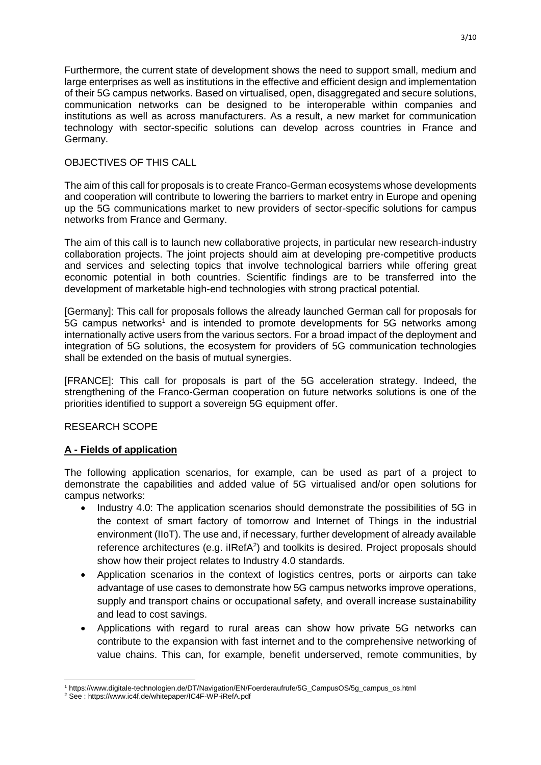Furthermore, the current state of development shows the need to support small, medium and large enterprises as well as institutions in the effective and efficient design and implementation of their 5G campus networks. Based on virtualised, open, disaggregated and secure solutions, communication networks can be designed to be interoperable within companies and institutions as well as across manufacturers. As a result, a new market for communication technology with sector-specific solutions can develop across countries in France and Germany.

## OBJECTIVES OF THIS CALL

The aim of this call for proposals is to create Franco-German ecosystems whose developments and cooperation will contribute to lowering the barriers to market entry in Europe and opening up the 5G communications market to new providers of sector-specific solutions for campus networks from France and Germany.

The aim of this call is to launch new collaborative projects, in particular new research-industry collaboration projects. The joint projects should aim at developing pre-competitive products and services and selecting topics that involve technological barriers while offering great economic potential in both countries. Scientific findings are to be transferred into the development of marketable high-end technologies with strong practical potential.

[Germany]: This call for proposals follows the already launched German call for proposals for 5G campus networks[1] and is intended to promote developments for 5G networks among internationally active users from the various sectors. For a broad impact of the deployment and integration of 5G solutions, the ecosystem for providers of 5G communication technologies shall be extended on the basis of mutual synergies.

[FRANCE]: This call for proposals is part of the 5G acceleration strategy. Indeed, the strengthening of the Franco-German cooperation on future networks solutions is one of the priorities identified to support a sovereign 5G equipment offer.

## RESEARCH SCOPE

### A - Fields of application

The following application scenarios, for example, can be used as part of a project to demonstrate the capabilities and added value of 5G virtualised and/or open solutions for campus networks:

- Industry 4.0: The application scenarios should demonstrate the possibilities of 5G in the context of smart factory of tomorrow and Internet of Things in the industrial environment (IIoT). The use and, if necessary, further development of already available reference architectures (e.g. iIRefA[2]) and toolkits is desired. Project proposals should show how their project relates to Industry 4.0 standards.
- Application scenarios in the context of logistics centres, ports or airports can take advantage of use cases to demonstrate how 5G campus networks improve operations, supply and transport chains or occupational safety, and overall increase sustainability and lead to cost savings.
- Applications with regard to rural areas can show how private 5G networks can contribute to the expansion with fast internet and to the comprehensive networking of value chains. This can, for example, benefit underserved, remote communities, by

[1] https://www.digitale-technologien.de/DT/Navigation/EN/Foerderaufrufe/5G_CampusOS/5g_campus_os.html

[2] See : https://www.ic4f.de/whitepaper/IC4F-WP-iRefA.pdf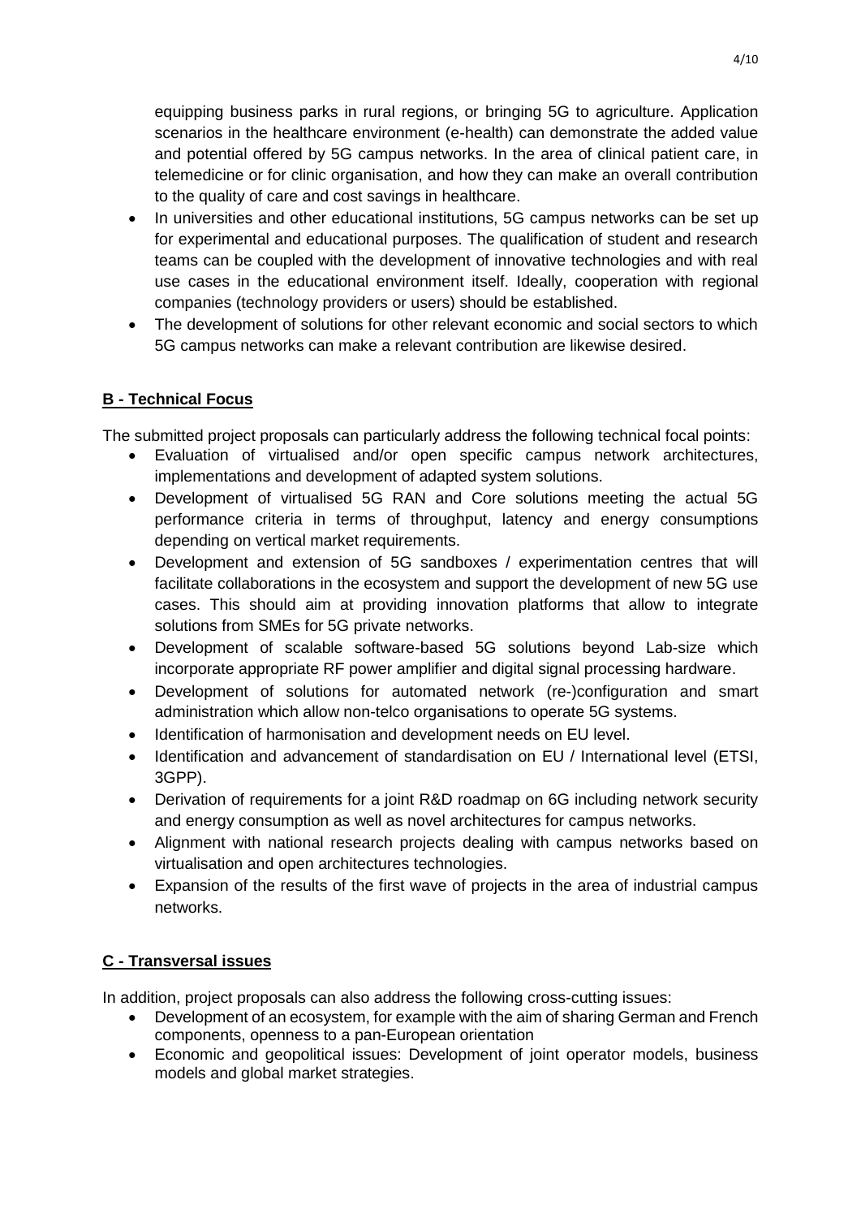equipping business parks in rural regions, or bringing 5G to agriculture. Application scenarios in the healthcare environment (e-health) can demonstrate the added value and potential offered by 5G campus networks. In the area of clinical patient care, in telemedicine or for clinic organisation, and how they can make an overall contribution to the quality of care and cost savings in healthcare.

- In universities and other educational institutions, 5G campus networks can be set up for experimental and educational purposes. The qualification of student and research teams can be coupled with the development of innovative technologies and with real use cases in the educational environment itself. Ideally, cooperation with regional companies (technology providers or users) should be established.
- The development of solutions for other relevant economic and social sectors to which 5G campus networks can make a relevant contribution are likewise desired.

## B - Technical Focus

The submitted project proposals can particularly address the following technical focal points:

- Evaluation of virtualised and/or open specific campus network architectures, implementations and development of adapted system solutions.
- Development of virtualised 5G RAN and Core solutions meeting the actual 5G performance criteria in terms of throughput, latency and energy consumptions depending on vertical market requirements.
- Development and extension of 5G sandboxes / experimentation centres that will facilitate collaborations in the ecosystem and support the development of new 5G use cases. This should aim at providing innovation platforms that allow to integrate solutions from SMEs for 5G private networks.
- Development of scalable software-based 5G solutions beyond Lab-size which incorporate appropriate RF power amplifier and digital signal processing hardware.
- Development of solutions for automated network (re-)configuration and smart administration which allow non-telco organisations to operate 5G systems.
- Identification of harmonisation and development needs on EU level.
- Identification and advancement of standardisation on EU / International level (ETSI, 3GPP).
- Derivation of requirements for a joint R&D roadmap on 6G including network security and energy consumption as well as novel architectures for campus networks.
- Alignment with national research projects dealing with campus networks based on virtualisation and open architectures technologies.
- Expansion of the results of the first wave of projects in the area of industrial campus networks.

## C - Transversal issues

In addition, project proposals can also address the following cross-cutting issues:

- Development of an ecosystem, for example with the aim of sharing German and French components, openness to a pan-European orientation
- Economic and geopolitical issues: Development of joint operator models, business models and global market strategies.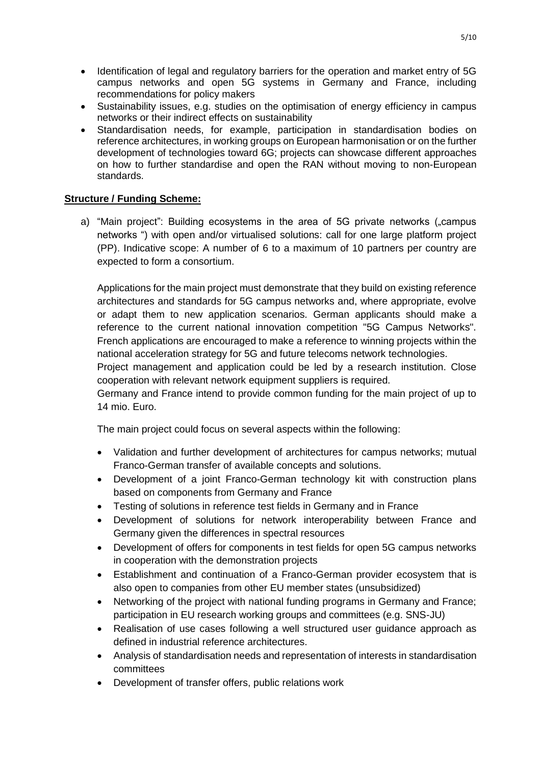- Identification of legal and regulatory barriers for the operation and market entry of 5G campus networks and open 5G systems in Germany and France, including recommendations for policy makers
- Sustainability issues, e.g. studies on the optimisation of energy efficiency in campus networks or their indirect effects on sustainability
- Standardisation needs, for example, participation in standardisation bodies on reference architectures, in working groups on European harmonisation or on the further development of technologies toward 6G; projects can showcase different approaches on how to further standardise and open the RAN without moving to non-European standards.

**Structure / Funding Scheme:**

a) "Main project": Building ecosystems in the area of 5G private networks („campus networks ") with open and/or virtualised solutions: call for one large platform project (PP). Indicative scope: A number of 6 to a maximum of 10 partners per country are expected to form a consortium.

   Applications for the main project must demonstrate that they build on existing reference architectures and standards for 5G campus networks and, where appropriate, evolve or adapt them to new application scenarios. German applicants should make a reference to the current national innovation competition "5G Campus Networks". French applications are encouraged to make a reference to winning projects within the national acceleration strategy for 5G and future telecoms network technologies.
   Project management and application could be led by a research institution. Close cooperation with relevant network equipment suppliers is required.
   Germany and France intend to provide common funding for the main project of up to 14 mio. Euro.

   The main project could focus on several aspects within the following:

   - Validation and further development of architectures for campus networks; mutual Franco-German transfer of available concepts and solutions.
   - Development of a joint Franco-German technology kit with construction plans based on components from Germany and France
   - Testing of solutions in reference test fields in Germany and in France
   - Development of solutions for network interoperability between France and Germany given the differences in spectral resources
   - Development of offers for components in test fields for open 5G campus networks in cooperation with the demonstration projects
   - Establishment and continuation of a Franco-German provider ecosystem that is also open to companies from other EU member states (unsubsidized)
   - Networking of the project with national funding programs in Germany and France; participation in EU research working groups and committees (e.g. SNS-JU)
   - Realisation of use cases following a well structured user guidance approach as defined in industrial reference architectures.
   - Analysis of standardisation needs and representation of interests in standardisation committees
   - Development of transfer offers, public relations work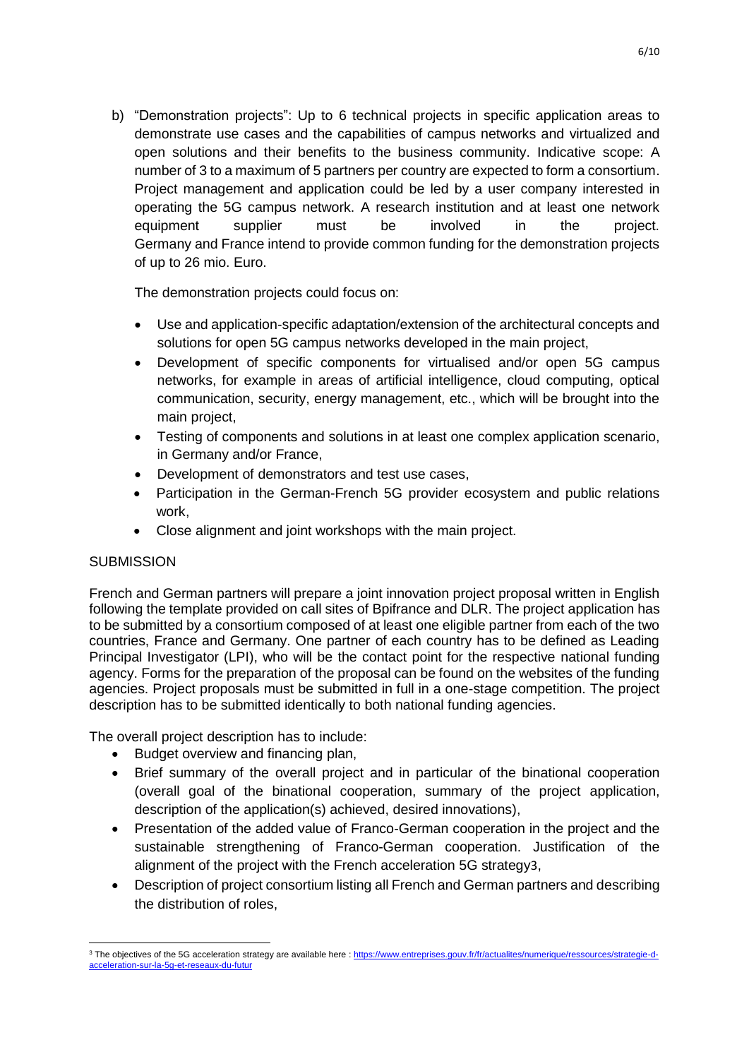b) "Demonstration projects": Up to 6 technical projects in specific application areas to demonstrate use cases and the capabilities of campus networks and virtualized and open solutions and their benefits to the business community. Indicative scope: A number of 3 to a maximum of 5 partners per country are expected to form a consortium. Project management and application could be led by a user company interested in operating the 5G campus network. A research institution and at least one network equipment supplier must be involved in the project. Germany and France intend to provide common funding for the demonstration projects of up to 26 mio. Euro.

   The demonstration projects could focus on:

   - Use and application-specific adaptation/extension of the architectural concepts and solutions for open 5G campus networks developed in the main project,
   - Development of specific components for virtualised and/or open 5G campus networks, for example in areas of artificial intelligence, cloud computing, optical communication, security, energy management, etc., which will be brought into the main project,
   - Testing of components and solutions in at least one complex application scenario, in Germany and/or France,
   - Development of demonstrators and test use cases,
   - Participation in the German-French 5G provider ecosystem and public relations work,
   - Close alignment and joint workshops with the main project.

## SUBMISSION

French and German partners will prepare a joint innovation project proposal written in English following the template provided on call sites of Bpifrance and DLR. The project application has to be submitted by a consortium composed of at least one eligible partner from each of the two countries, France and Germany. One partner of each country has to be defined as Leading Principal Investigator (LPI), who will be the contact point for the respective national funding agency. Forms for the preparation of the proposal can be found on the websites of the funding agencies. Project proposals must be submitted in full in a one-stage competition. The project description has to be submitted identically to both national funding agencies.

The overall project description has to include:

- Budget overview and financing plan,
- Brief summary of the overall project and in particular of the binational cooperation (overall goal of the binational cooperation, summary of the project application, description of the application(s) achieved, desired innovations),
- Presentation of the added value of Franco-German cooperation in the project and the sustainable strengthening of Franco-German cooperation. Justification of the alignment of the project with the French acceleration 5G strategy[3],
- Description of project consortium listing all French and German partners and describing the distribution of roles,

[3] The objectives of the 5G acceleration strategy are available here : https://www.entreprises.gouv.fr/fr/actualites/numerique/ressources/strategie-d-acceleration-sur-la-5g-et-reseaux-du-futur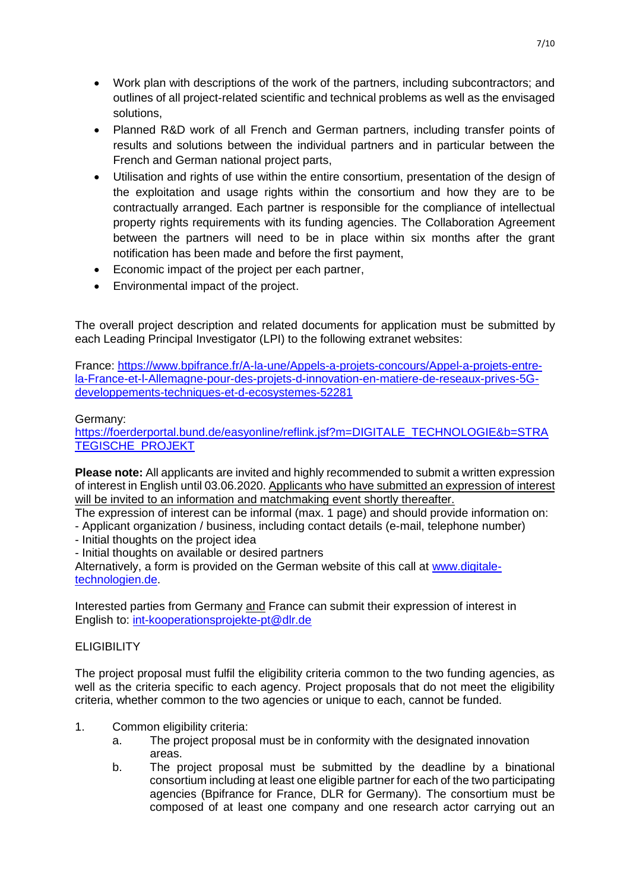- Work plan with descriptions of the work of the partners, including subcontractors; and outlines of all project-related scientific and technical problems as well as the envisaged solutions,
- Planned R&D work of all French and German partners, including transfer points of results and solutions between the individual partners and in particular between the French and German national project parts,
- Utilisation and rights of use within the entire consortium, presentation of the design of the exploitation and usage rights within the consortium and how they are to be contractually arranged. Each partner is responsible for the compliance of intellectual property rights requirements with its funding agencies. The Collaboration Agreement between the partners will need to be in place within six months after the grant notification has been made and before the first payment,
- Economic impact of the project per each partner,
- Environmental impact of the project.

The overall project description and related documents for application must be submitted by each Leading Principal Investigator (LPI) to the following extranet websites:

France: [https://www.bpifrance.fr/A-la-une/Appels-a-projets-concours/Appel-a-projets-entre-la-France-et-l-Allemagne-pour-des-projets-d-innovation-en-matiere-de-reseaux-prives-5G-developpements-techniques-et-d-ecosystemes-52281](https://www.bpifrance.fr/A-la-une/Appels-a-projets-concours/Appel-a-projets-entre-la-France-et-l-Allemagne-pour-des-projets-d-innovation-en-matiere-de-reseaux-prives-5G-developpements-techniques-et-d-ecosystemes-52281)

Germany:
[https://foerderportal.bund.de/easyonline/reflink.jsf?m=DIGITALE_TECHNOLOGIE&b=STRATEGISCHE_PROJEKT](https://foerderportal.bund.de/easyonline/reflink.jsf?m=DIGITALE_TECHNOLOGIE&b=STRATEGISCHE_PROJEKT)

**Please note:** All applicants are invited and highly recommended to submit a written expression of interest in English until 03.06.2020. Applicants who have submitted an expression of interest will be invited to an information and matchmaking event shortly thereafter.
The expression of interest can be informal (max. 1 page) and should provide information on:
- Applicant organization / business, including contact details (e-mail, telephone number)
- Initial thoughts on the project idea
- Initial thoughts on available or desired partners

Alternatively, a form is provided on the German website of this call at [www.digitale-technologien.de](www.digitale-technologien.de).

Interested parties from Germany and France can submit their expression of interest in English to: [int-kooperationsprojekte-pt@dlr.de](mailto:int-kooperationsprojekte-pt@dlr.de)

ELIGIBILITY

The project proposal must fulfil the eligibility criteria common to the two funding agencies, as well as the criteria specific to each agency. Project proposals that do not meet the eligibility criteria, whether common to the two agencies or unique to each, cannot be funded.

1. Common eligibility criteria:
   a. The project proposal must be in conformity with the designated innovation areas.
   b. The project proposal must be submitted by the deadline by a binational consortium including at least one eligible partner for each of the two participating agencies (Bpifrance for France, DLR for Germany). The consortium must be composed of at least one company and one research actor carrying out an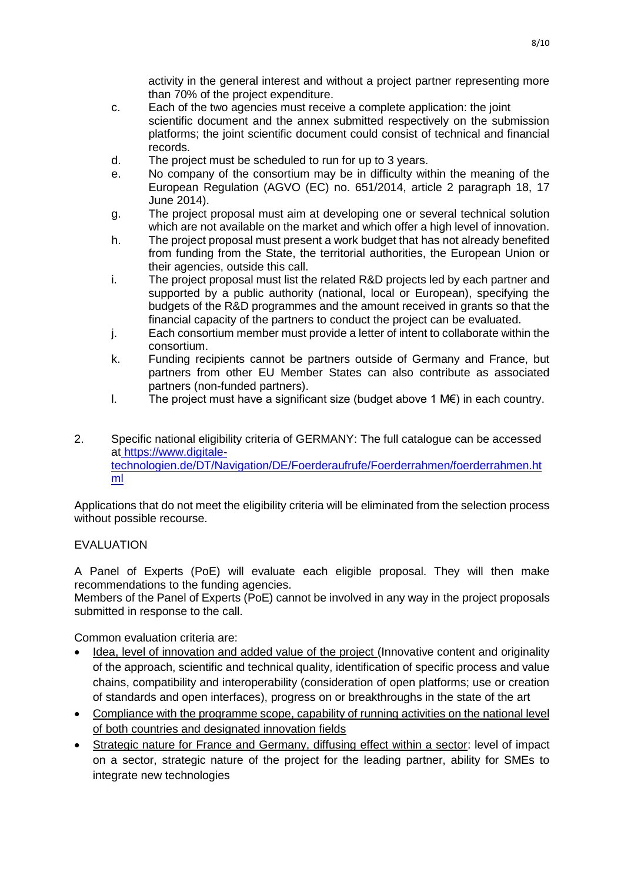activity in the general interest and without a project partner representing more than 70% of the project expenditure.

c. Each of the two agencies must receive a complete application: the joint scientific document and the annex submitted respectively on the submission platforms; the joint scientific document could consist of technical and financial records.

d. The project must be scheduled to run for up to 3 years.

e. No company of the consortium may be in difficulty within the meaning of the European Regulation (AGVO (EC) no. 651/2014, article 2 paragraph 18, 17 June 2014).

g. The project proposal must aim at developing one or several technical solution which are not available on the market and which offer a high level of innovation.

h. The project proposal must present a work budget that has not already benefited from funding from the State, the territorial authorities, the European Union or their agencies, outside this call.

i. The project proposal must list the related R&D projects led by each partner and supported by a public authority (national, local or European), specifying the budgets of the R&D programmes and the amount received in grants so that the financial capacity of the partners to conduct the project can be evaluated.

j. Each consortium member must provide a letter of intent to collaborate within the consortium.

k. Funding recipients cannot be partners outside of Germany and France, but partners from other EU Member States can also contribute as associated partners (non-funded partners).

l. The project must have a significant size (budget above 1 M€) in each country.

2. Specific national eligibility criteria of GERMANY: The full catalogue can be accessed at [https://www.digitale-technologien.de/DT/Navigation/DE/Foerderaufrufe/Foerderrahmen/foerderrahmen.html](https://www.digitale-technologien.de/DT/Navigation/DE/Foerderaufrufe/Foerderrahmen/foerderrahmen.html)

Applications that do not meet the eligibility criteria will be eliminated from the selection process without possible recourse.

## EVALUATION

A Panel of Experts (PoE) will evaluate each eligible proposal. They will then make recommendations to the funding agencies.
Members of the Panel of Experts (PoE) cannot be involved in any way in the project proposals submitted in response to the call.

Common evaluation criteria are:

- Idea, level of innovation and added value of the project (Innovative content and originality of the approach, scientific and technical quality, identification of specific process and value chains, compatibility and interoperability (consideration of open platforms; use or creation of standards and open interfaces), progress on or breakthroughs in the state of the art
- Compliance with the programme scope, capability of running activities on the national level of both countries and designated innovation fields
- Strategic nature for France and Germany, diffusing effect within a sector: level of impact on a sector, strategic nature of the project for the leading partner, ability for SMEs to integrate new technologies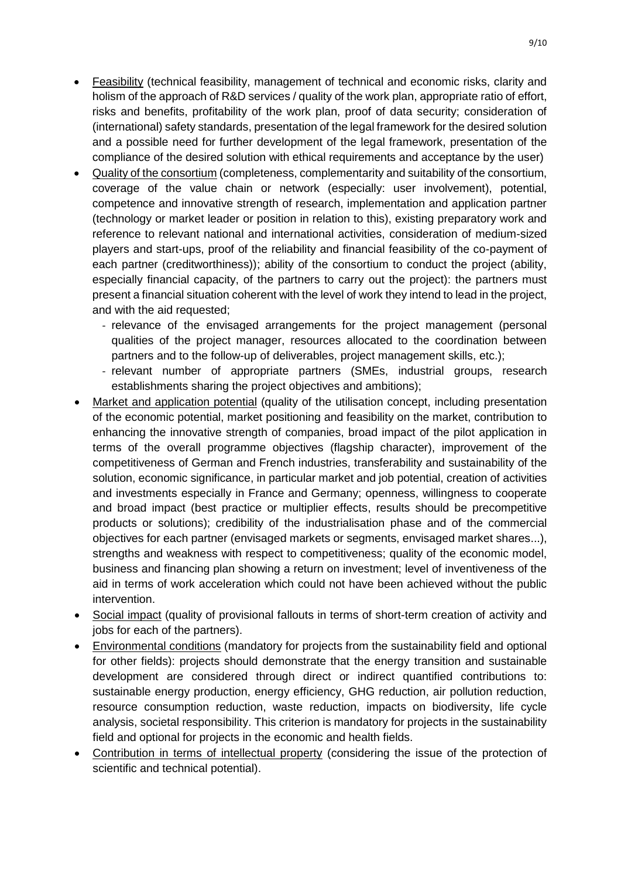- Feasibility (technical feasibility, management of technical and economic risks, clarity and holism of the approach of R&D services / quality of the work plan, appropriate ratio of effort, risks and benefits, profitability of the work plan, proof of data security; consideration of (international) safety standards, presentation of the legal framework for the desired solution and a possible need for further development of the legal framework, presentation of the compliance of the desired solution with ethical requirements and acceptance by the user)
- Quality of the consortium (completeness, complementarity and suitability of the consortium, coverage of the value chain or network (especially: user involvement), potential, competence and innovative strength of research, implementation and application partner (technology or market leader or position in relation to this), existing preparatory work and reference to relevant national and international activities, consideration of medium-sized players and start-ups, proof of the reliability and financial feasibility of the co-payment of each partner (creditworthiness)); ability of the consortium to conduct the project (ability, especially financial capacity, of the partners to carry out the project): the partners must present a financial situation coherent with the level of work they intend to lead in the project, and with the aid requested;
  - relevance of the envisaged arrangements for the project management (personal qualities of the project manager, resources allocated to the coordination between partners and to the follow-up of deliverables, project management skills, etc.);
  - relevant number of appropriate partners (SMEs, industrial groups, research establishments sharing the project objectives and ambitions);
- Market and application potential (quality of the utilisation concept, including presentation of the economic potential, market positioning and feasibility on the market, contribution to enhancing the innovative strength of companies, broad impact of the pilot application in terms of the overall programme objectives (flagship character), improvement of the competitiveness of German and French industries, transferability and sustainability of the solution, economic significance, in particular market and job potential, creation of activities and investments especially in France and Germany; openness, willingness to cooperate and broad impact (best practice or multiplier effects, results should be precompetitive products or solutions); credibility of the industrialisation phase and of the commercial objectives for each partner (envisaged markets or segments, envisaged market shares...), strengths and weakness with respect to competitiveness; quality of the economic model, business and financing plan showing a return on investment; level of inventiveness of the aid in terms of work acceleration which could not have been achieved without the public intervention.
- Social impact (quality of provisional fallouts in terms of short-term creation of activity and jobs for each of the partners).
- Environmental conditions (mandatory for projects from the sustainability field and optional for other fields): projects should demonstrate that the energy transition and sustainable development are considered through direct or indirect quantified contributions to: sustainable energy production, energy efficiency, GHG reduction, air pollution reduction, resource consumption reduction, waste reduction, impacts on biodiversity, life cycle analysis, societal responsibility. This criterion is mandatory for projects in the sustainability field and optional for projects in the economic and health fields.
- Contribution in terms of intellectual property (considering the issue of the protection of scientific and technical potential).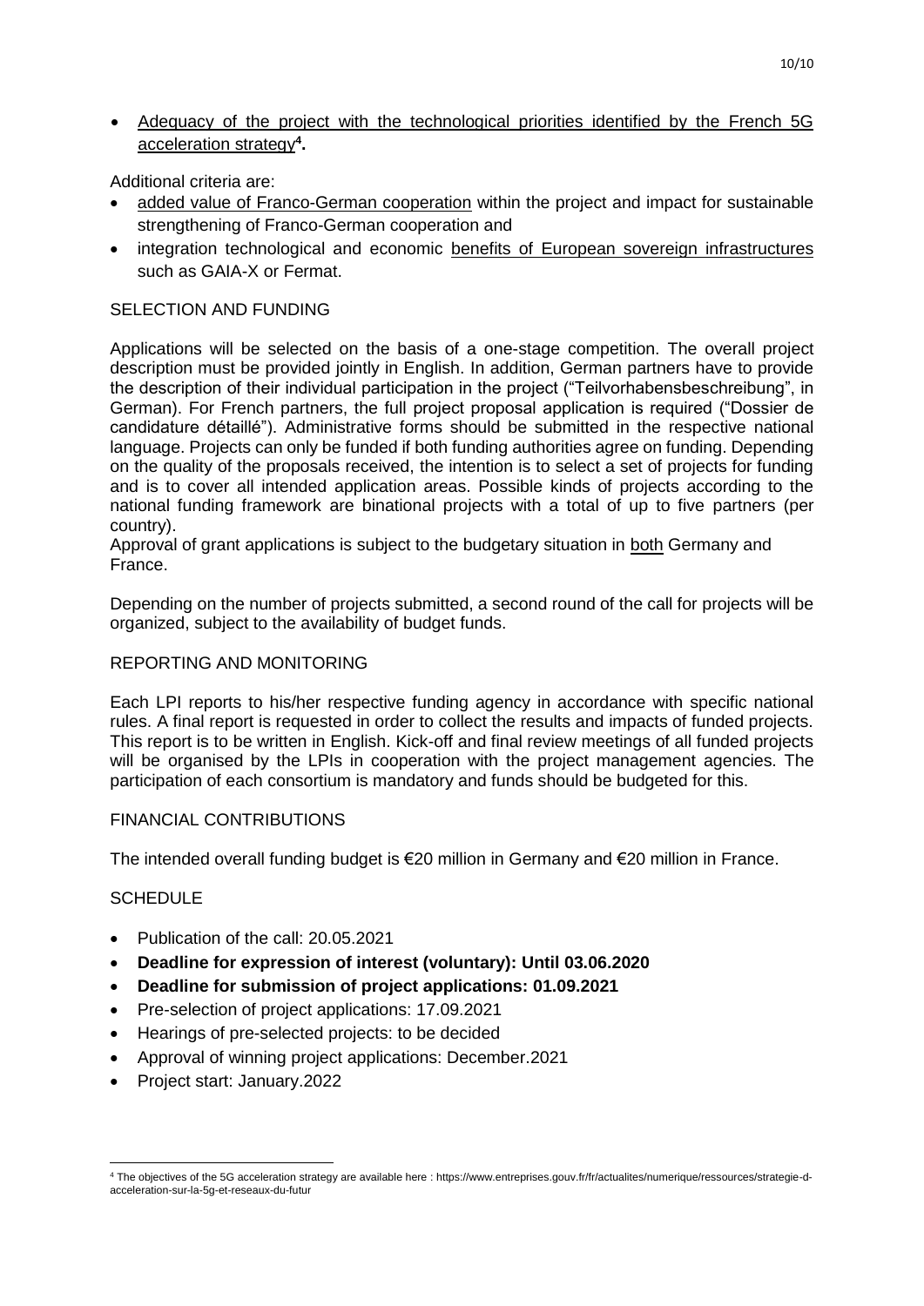- Adequacy of the project with the technological priorities identified by the French 5G acceleration strategy[4].

Additional criteria are:

- added value of Franco-German cooperation within the project and impact for sustainable strengthening of Franco-German cooperation and
- integration technological and economic benefits of European sovereign infrastructures such as GAIA-X or Fermat.

## SELECTION AND FUNDING

Applications will be selected on the basis of a one-stage competition. The overall project description must be provided jointly in English. In addition, German partners have to provide the description of their individual participation in the project ("Teilvorhabensbeschreibung", in German). For French partners, the full project proposal application is required ("Dossier de candidature détaillé"). Administrative forms should be submitted in the respective national language. Projects can only be funded if both funding authorities agree on funding. Depending on the quality of the proposals received, the intention is to select a set of projects for funding and is to cover all intended application areas. Possible kinds of projects according to the national funding framework are binational projects with a total of up to five partners (per country).

Approval of grant applications is subject to the budgetary situation in both Germany and France.

Depending on the number of projects submitted, a second round of the call for projects will be organized, subject to the availability of budget funds.

## REPORTING AND MONITORING

Each LPI reports to his/her respective funding agency in accordance with specific national rules. A final report is requested in order to collect the results and impacts of funded projects. This report is to be written in English. Kick-off and final review meetings of all funded projects will be organised by the LPIs in cooperation with the project management agencies. The participation of each consortium is mandatory and funds should be budgeted for this.

## FINANCIAL CONTRIBUTIONS

The intended overall funding budget is €20 million in Germany and €20 million in France.

## SCHEDULE

- Publication of the call: 20.05.2021
- **Deadline for expression of interest (voluntary): Until 03.06.2020**
- **Deadline for submission of project applications: 01.09.2021**
- Pre-selection of project applications: 17.09.2021
- Hearings of pre-selected projects: to be decided
- Approval of winning project applications: December.2021
- Project start: January.2022

[4] The objectives of the 5G acceleration strategy are available here : https://www.entreprises.gouv.fr/fr/actualites/numerique/ressources/strategie-d-acceleration-sur-la-5g-et-reseaux-du-futur